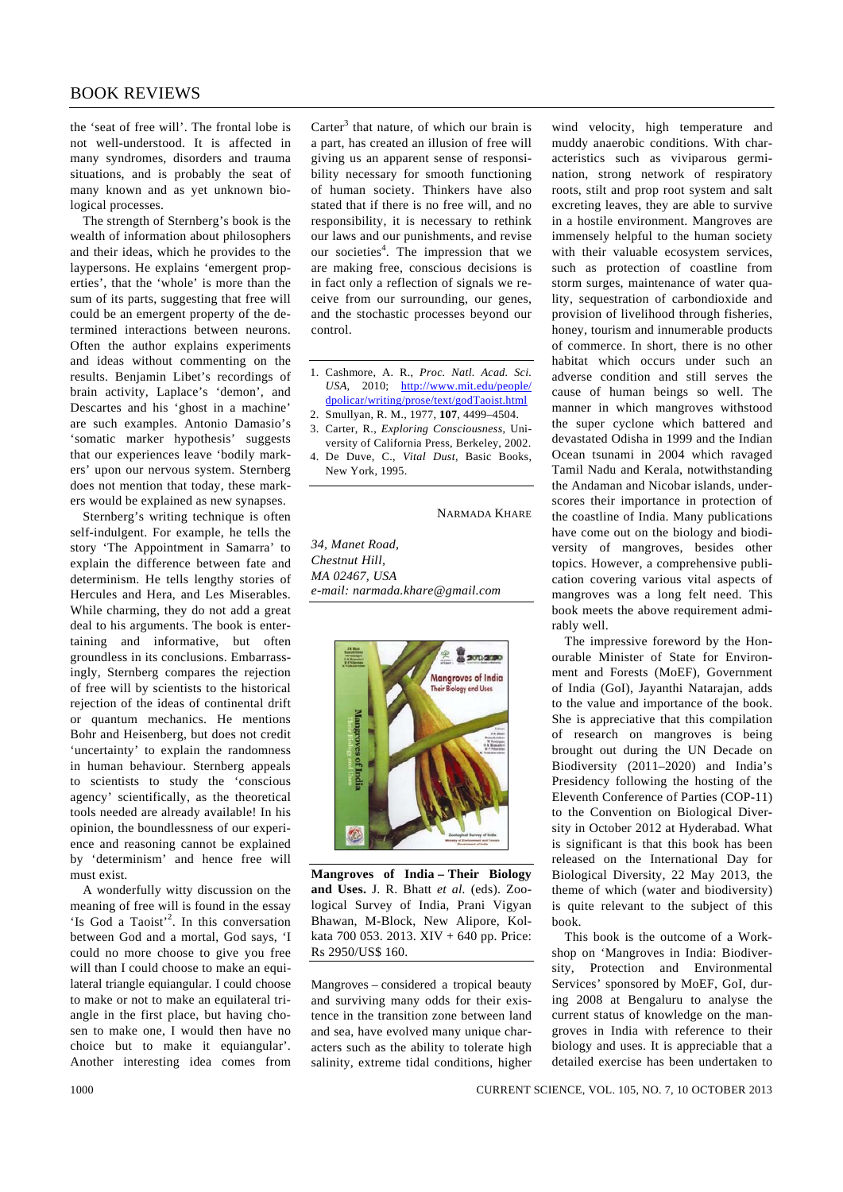the 'seat of free will'. The frontal lobe is not well-understood. It is affected in many syndromes, disorders and trauma situations, and is probably the seat of many known and as yet unknown biological processes.

The strength of Sternberg's book is the wealth of information about philosophers and their ideas, which he provides to the laypersons. He explains 'emergent properties', that the 'whole' is more than the sum of its parts, suggesting that free will could be an emergent property of the determined interactions between neurons. Often the author explains experiments and ideas without commenting on the results. Benjamin Libet's recordings of brain activity, Laplace's 'demon', and Descartes and his 'ghost in a machine' are such examples. Antonio Damasio's 'somatic marker hypothesis' suggests that our experiences leave 'bodily markers' upon our nervous system. Sternberg does not mention that today, these markers would be explained as new synapses.

Sternberg's writing technique is often self-indulgent. For example, he tells the story 'The Appointment in Samarra' to explain the difference between fate and determinism. He tells lengthy stories of Hercules and Hera, and Les Miserables. While charming, they do not add a great deal to his arguments. The book is entertaining and informative, but often groundless in its conclusions. Embarrassingly, Sternberg compares the rejection of free will by scientists to the historical rejection of the ideas of continental drift or quantum mechanics. He mentions Bohr and Heisenberg, but does not credit 'uncertainty' to explain the randomness in human behaviour. Sternberg appeals to scientists to study the 'conscious agency' scientifically, as the theoretical tools needed are already available! In his opinion, the boundlessness of our experience and reasoning cannot be explained by 'determinism' and hence free will must exist.

A wonderfully witty discussion on the meaning of free will is found in the essay 'Is God a Taoist'[2]. In this conversation between God and a mortal, God says, 'I could no more choose to give you free will than I could choose to make an equilateral triangle equiangular. I could choose to make or not to make an equilateral triangle in the first place, but having chosen to make one, I would then have no choice but to make it equiangular'. Another interesting idea comes from Carter[3] that nature, of which our brain is a part, has created an illusion of free will giving us an apparent sense of responsibility necessary for smooth functioning of human society. Thinkers have also stated that if there is no free will, and no responsibility, it is necessary to rethink our laws and our punishments, and revise our societies[4]. The impression that we are making free, conscious decisions is in fact only a reflection of signals we receive from our surrounding, our genes, and the stochastic processes beyond our control.

1. Cashmore, A. R., *Proc. Natl. Acad. Sci. USA*, 2010; http://www.mit.edu/people/dpolicar/writing/prose/text/godTaoist.html
2. Smullyan, R. M., 1977, **107**, 4499–4504.
3. Carter, R., *Exploring Consciousness*, University of California Press, Berkeley, 2002.
4. De Duve, C., *Vital Dust*, Basic Books, New York, 1995.

NARMADA KHARE

*34, Manet Road,*
*Chestnut Hill,*
*MA 02467, USA*
*e-mail: narmada.khare@gmail.com*

**Mangroves of India – Their Biology and Uses.** J. R. Bhatt *et al.* (eds). Zoological Survey of India, Prani Vigyan Bhawan, M-Block, New Alipore, Kolkata 700 053. 2013. XIV + 640 pp. Price: Rs 2950/US$ 160.

Mangroves – considered a tropical beauty and surviving many odds for their existence in the transition zone between land and sea, have evolved many unique characters such as the ability to tolerate high salinity, extreme tidal conditions, higher wind velocity, high temperature and muddy anaerobic conditions. With characteristics such as viviparous germination, strong network of respiratory roots, stilt and prop root system and salt excreting leaves, they are able to survive in a hostile environment. Mangroves are immensely helpful to the human society with their valuable ecosystem services, such as protection of coastline from storm surges, maintenance of water quality, sequestration of carbondioxide and provision of livelihood through fisheries, honey, tourism and innumerable products of commerce. In short, there is no other habitat which occurs under such an adverse condition and still serves the cause of human beings so well. The manner in which mangroves withstood the super cyclone which battered and devastated Odisha in 1999 and the Indian Ocean tsunami in 2004 which ravaged Tamil Nadu and Kerala, notwithstanding the Andaman and Nicobar islands, underscores their importance in protection of the coastline of India. Many publications have come out on the biology and biodiversity of mangroves, besides other topics. However, a comprehensive publication covering various vital aspects of mangroves was a long felt need. This book meets the above requirement admirably well.

The impressive foreword by the Honourable Minister of State for Environment and Forests (MoEF), Government of India (GoI), Jayanthi Natarajan, adds to the value and importance of the book. She is appreciative that this compilation of research on mangroves is being brought out during the UN Decade on Biodiversity (2011–2020) and India's Presidency following the hosting of the Eleventh Conference of Parties (COP-11) to the Convention on Biological Diversity in October 2012 at Hyderabad. What is significant is that this book has been released on the International Day for Biological Diversity, 22 May 2013, the theme of which (water and biodiversity) is quite relevant to the subject of this book.

This book is the outcome of a Workshop on 'Mangroves in India: Biodiversity, Protection and Environmental Services' sponsored by MoEF, GoI, during 2008 at Bengaluru to analyse the current status of knowledge on the mangroves in India with reference to their biology and uses. It is appreciable that a detailed exercise has been undertaken to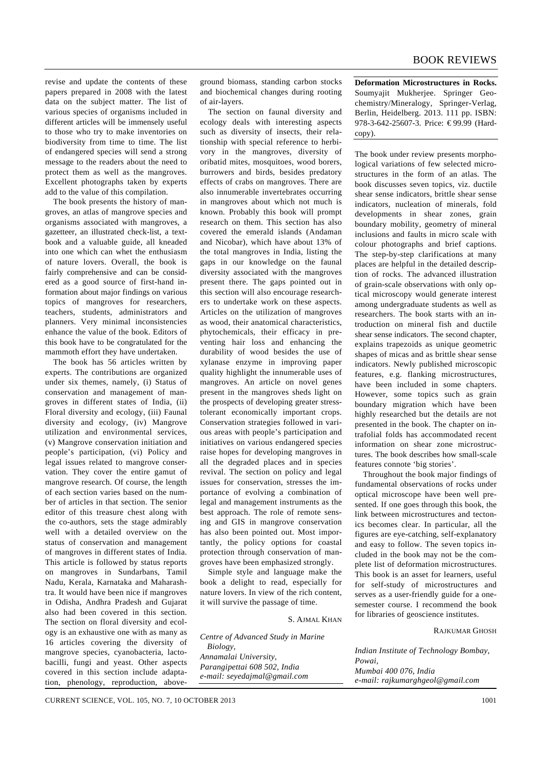revise and update the contents of these papers prepared in 2008 with the latest data on the subject matter. The list of various species of organisms included in different articles will be immensely useful to those who try to make inventories on biodiversity from time to time. The list of endangered species will send a strong message to the readers about the need to protect them as well as the mangroves. Excellent photographs taken by experts add to the value of this compilation.

The book presents the history of mangroves, an atlas of mangrove species and organisms associated with mangroves, a gazetteer, an illustrated check-list, a textbook and a valuable guide, all kneaded into one which can whet the enthusiasm of nature lovers. Overall, the book is fairly comprehensive and can be considered as a good source of first-hand information about major findings on various topics of mangroves for researchers, teachers, students, administrators and planners. Very minimal inconsistencies enhance the value of the book. Editors of this book have to be congratulated for the mammoth effort they have undertaken.

The book has 56 articles written by experts. The contributions are organized under six themes, namely, (i) Status of conservation and management of mangroves in different states of India, (ii) Floral diversity and ecology, (iii) Faunal diversity and ecology, (iv) Mangrove utilization and environmental services, (v) Mangrove conservation initiation and people's participation, (vi) Policy and legal issues related to mangrove conservation. They cover the entire gamut of mangrove research. Of course, the length of each section varies based on the number of articles in that section. The senior editor of this treasure chest along with the co-authors, sets the stage admirably well with a detailed overview on the status of conservation and management of mangroves in different states of India. This article is followed by status reports on mangroves in Sundarbans, Tamil Nadu, Kerala, Karnataka and Maharashtra. It would have been nice if mangroves in Odisha, Andhra Pradesh and Gujarat also had been covered in this section. The section on floral diversity and ecology is an exhaustive one with as many as 16 articles covering the diversity of mangrove species, cyanobacteria, lactobacilli, fungi and yeast. Other aspects covered in this section include adaptation, phenology, reproduction, above-ground biomass, standing carbon stocks and biochemical changes during rooting of air-layers.

The section on faunal diversity and ecology deals with interesting aspects such as diversity of insects, their relationship with special reference to herbivory in the mangroves, diversity of oribatid mites, mosquitoes, wood borers, burrowers and birds, besides predatory effects of crabs on mangroves. There are also innumerable invertebrates occurring in mangroves about which not much is known. Probably this book will prompt research on them. This section has also covered the emerald islands (Andaman and Nicobar), which have about 13% of the total mangroves in India, listing the gaps in our knowledge on the faunal diversity associated with the mangroves present there. The gaps pointed out in this section will also encourage researchers to undertake work on these aspects. Articles on the utilization of mangroves as wood, their anatomical characteristics, phytochemicals, their efficacy in preventing hair loss and enhancing the durability of wood besides the use of xylanase enzyme in improving paper quality highlight the innumerable uses of mangroves. An article on novel genes present in the mangroves sheds light on the prospects of developing greater stress-tolerant economically important crops. Conservation strategies followed in various areas with people's participation and initiatives on various endangered species raise hopes for developing mangroves in all the degraded places and in species revival. The section on policy and legal issues for conservation, stresses the importance of evolving a combination of legal and management instruments as the best approach. The role of remote sensing and GIS in mangrove conservation has also been pointed out. Most importantly, the policy options for coastal protection through conservation of mangroves have been emphasized strongly.

Simple style and language make the book a delight to read, especially for nature lovers. In view of the rich content, it will survive the passage of time.

S. AJMAL KHAN

*Centre of Advanced Study in Marine Biology,*
*Annamalai University,*
*Parangipettai 608 502, India*
*e-mail: seyedajmal@gmail.com*

---

**Deformation Microstructures in Rocks.** Soumyajit Mukherjee. Springer Geochemistry/Mineralogy, Springer-Verlag, Berlin, Heidelberg. 2013. 111 pp. ISBN: 978-3-642-25607-3. Price: €99.99 (Hardcopy).

The book under review presents morphological variations of few selected microstructures in the form of an atlas. The book discusses seven topics, viz. ductile shear sense indicators, brittle shear sense indicators, nucleation of minerals, fold developments in shear zones, grain boundary mobility, geometry of mineral inclusions and faults in micro scale with colour photographs and brief captions. The step-by-step clarifications at many places are helpful in the detailed description of rocks. The advanced illustration of grain-scale observations with only optical microscopy would generate interest among undergraduate students as well as researchers. The book starts with an introduction on mineral fish and ductile shear sense indicators. The second chapter, explains trapezoids as unique geometric shapes of micas and as brittle shear sense indicators. Newly published microscopic features, e.g. flanking microstructures, have been included in some chapters. However, some topics such as grain boundary migration which have been highly researched but the details are not presented in the book. The chapter on intrafolial folds has accommodated recent information on shear zone microstructures. The book describes how small-scale features connote 'big stories'.

Throughout the book major findings of fundamental observations of rocks under optical microscope have been well presented. If one goes through this book, the link between microstructures and tectonics becomes clear. In particular, all the figures are eye-catching, self-explanatory and easy to follow. The seven topics included in the book may not be the complete list of deformation microstructures. This book is an asset for learners, useful for self-study of microstructures and serves as a user-friendly guide for a one-semester course. I recommend the book for libraries of geoscience institutes.

RAJKUMAR GHOSH

*Indian Institute of Technology Bombay, Powai,*
*Mumbai 400 076, India*
*e-mail: rajkumarghgeol@gmail.com*